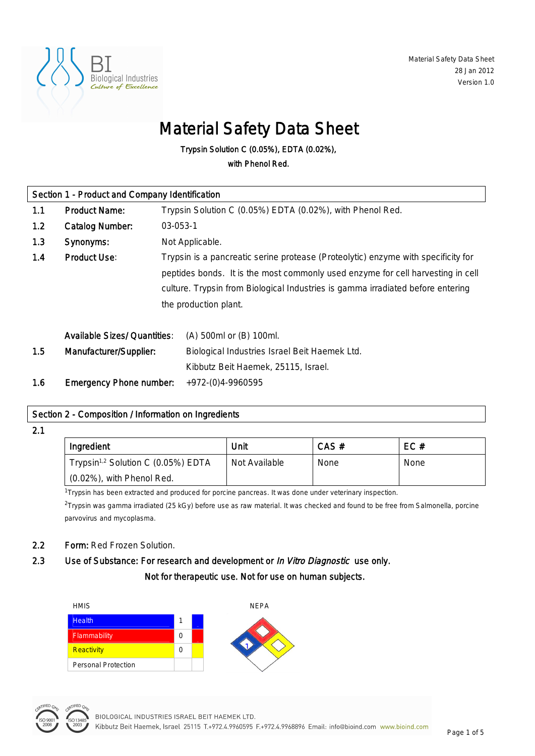Material Safety Data Sheet
28 Jan 2012
Version 1.0

# Material Safety Data Sheet

**Trypsin Solution C (0.05%), EDTA (0.02%), with Phenol Red.**

## Section 1 - Product and Company Identification

1.1 **Product Name:** Trypsin Solution C (0.05%) EDTA (0.02%), with Phenol Red.

1.2 **Catalog Number:** 03-053-1

1.3 **Synonyms:** Not Applicable.

1.4 **Product Use:** Trypsin is a pancreatic serine protease (Proteolytic) enzyme with specificity for peptides bonds. It is the most commonly used enzyme for cell harvesting in cell culture. Trypsin from Biological Industries is gamma irradiated before entering the production plant.

**Available Sizes/ Quantities:** (A) 500ml or (B) 100ml.

1.5 **Manufacturer/Supplier:** Biological Industries Israel Beit Haemek Ltd.
Kibbutz Beit Haemek, 25115, Israel.

1.6 **Emergency Phone number:** +972-(0)4-9960595

## Section 2 - Composition / Information on Ingredients

2.1

| Ingredient | Unit | CAS # | EC # |
|---|---|---|---|
| Trypsin[1,2] Solution C (0.05%) EDTA (0.02%), with Phenol Red. | Not Available | None | None |

[1]Trypsin has been extracted and produced for porcine pancreas. It was done under veterinary inspection.

[2]Trypsin was gamma irradiated (25 kGy) before use as raw material. It was checked and found to be free from Salmonella, porcine parvovirus and mycoplasma.

2.2 **Form:** Red Frozen Solution.

2.3 **Use of Substance: For research and development or *In Vitro Diagnostic* use only.**
**Not for therapeutic use. Not for use on human subjects.**

HMIS

| | |
|---|---|
| Health | 1 |
| Flammability | 0 |
| Reactivity | 0 |
| Personal Protection | |

NFPA

BIOLOGICAL INDUSTRIES ISRAEL BEIT HAEMEK LTD.
Kibbutz Beit Haemek, Israel 25115 T.+972.4.9960595 F.+972.4.9968896 Email: info@bioind.com www.bioind.com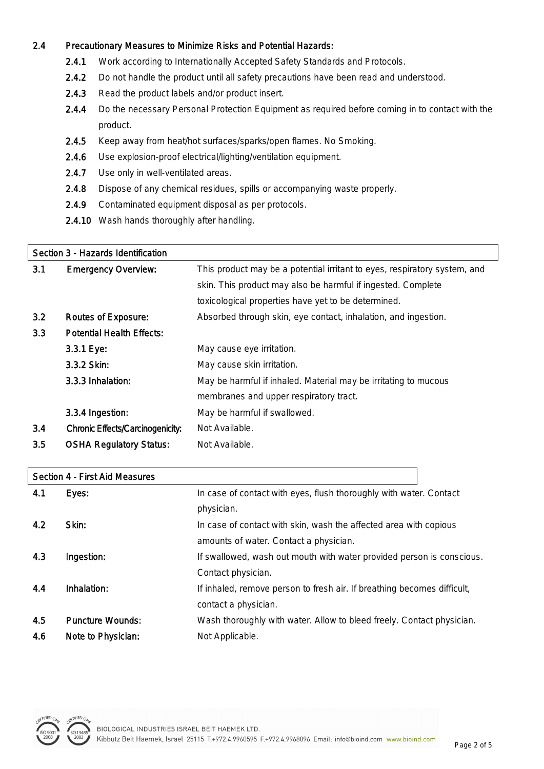**2.4 Precautionary Measures to Minimize Risks and Potential Hazards:**

- **2.4.1** Work according to Internationally Accepted Safety Standards and Protocols.
- **2.4.2** Do not handle the product until all safety precautions have been read and understood.
- **2.4.3** Read the product labels and/or product insert.
- **2.4.4** Do the necessary Personal Protection Equipment as required before coming in to contact with the product.
- **2.4.5** Keep away from heat/hot surfaces/sparks/open flames. No Smoking.
- **2.4.6** Use explosion-proof electrical/lighting/ventilation equipment.
- **2.4.7** Use only in well-ventilated areas.
- **2.4.8** Dispose of any chemical residues, spills or accompanying waste properly.
- **2.4.9** Contaminated equipment disposal as per protocols.
- **2.4.10** Wash hands thoroughly after handling.

## Section 3 - Hazards Identification

| | | |
|---|---|---|
| 3.1 | Emergency Overview: | This product may be a potential irritant to eyes, respiratory system, and skin. This product may also be harmful if ingested. Complete toxicological properties have yet to be determined. |
| 3.2 | Routes of Exposure: | Absorbed through skin, eye contact, inhalation, and ingestion. |
| 3.3 | Potential Health Effects: | |
| | 3.3.1 Eye: | May cause eye irritation. |
| | 3.3.2 Skin: | May cause skin irritation. |
| | 3.3.3 Inhalation: | May be harmful if inhaled. Material may be irritating to mucous membranes and upper respiratory tract. |
| | 3.3.4 Ingestion: | May be harmful if swallowed. |
| 3.4 | Chronic Effects/Carcinogenicity: | Not Available. |
| 3.5 | OSHA Regulatory Status: | Not Available. |

## Section 4 - First Aid Measures

| | | |
|---|---|---|
| 4.1 | Eyes: | In case of contact with eyes, flush thoroughly with water. Contact physician. |
| 4.2 | Skin: | In case of contact with skin, wash the affected area with copious amounts of water. Contact a physician. |
| 4.3 | Ingestion: | If swallowed, wash out mouth with water provided person is conscious. Contact physician. |
| 4.4 | Inhalation: | If inhaled, remove person to fresh air. If breathing becomes difficult, contact a physician. |
| 4.5 | Puncture Wounds: | Wash thoroughly with water. Allow to bleed freely. Contact physician. |
| 4.6 | Note to Physician: | Not Applicable. |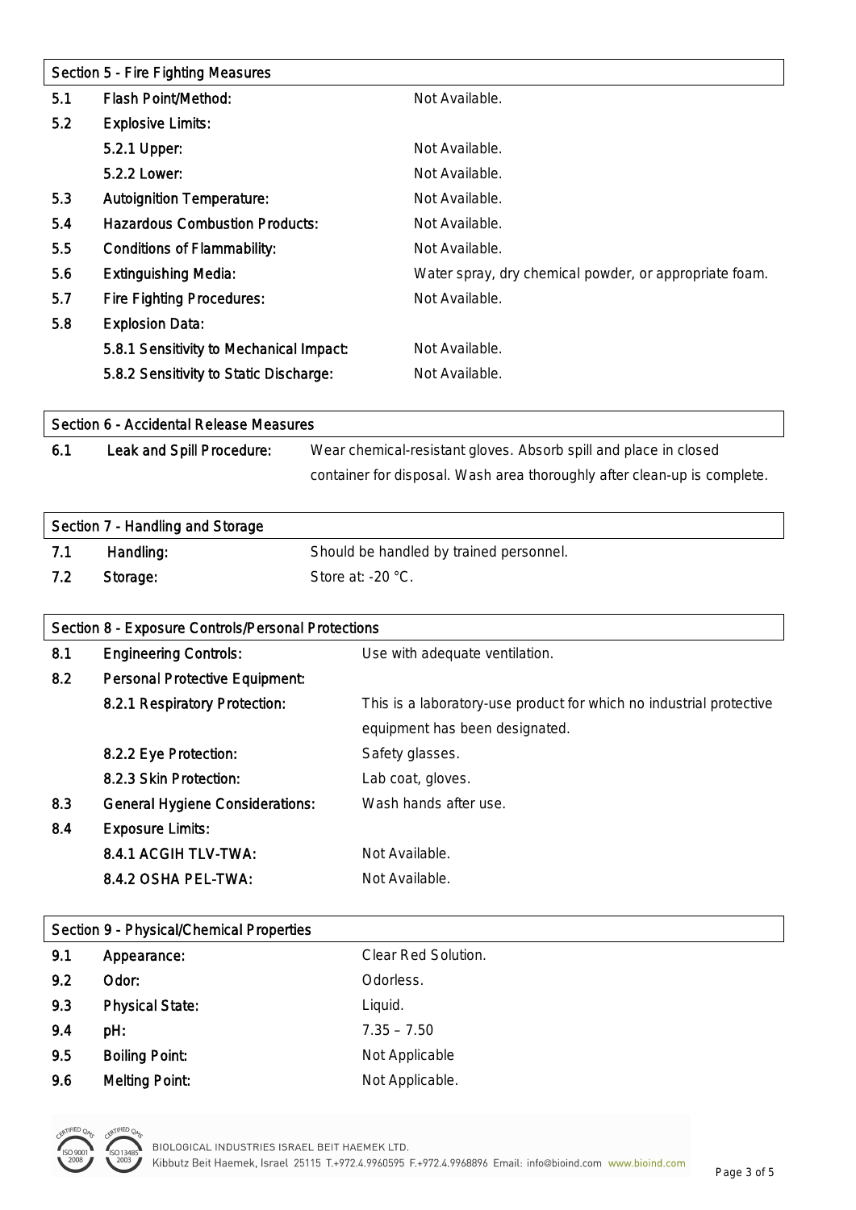## Section 5 - Fire Fighting Measures

| | | |
|---|---|---|
| 5.1 | Flash Point/Method: | Not Available. |
| 5.2 | Explosive Limits: | |
| | 5.2.1 Upper: | Not Available. |
| | 5.2.2 Lower: | Not Available. |
| 5.3 | Autoignition Temperature: | Not Available. |
| 5.4 | Hazardous Combustion Products: | Not Available. |
| 5.5 | Conditions of Flammability: | Not Available. |
| 5.6 | Extinguishing Media: | Water spray, dry chemical powder, or appropriate foam. |
| 5.7 | Fire Fighting Procedures: | Not Available. |
| 5.8 | Explosion Data: | |
| | 5.8.1 Sensitivity to Mechanical Impact: | Not Available. |
| | 5.8.2 Sensitivity to Static Discharge: | Not Available. |

## Section 6 - Accidental Release Measures

| | | |
|---|---|---|
| 6.1 | Leak and Spill Procedure: | Wear chemical-resistant gloves. Absorb spill and place in closed container for disposal. Wash area thoroughly after clean-up is complete. |

## Section 7 - Handling and Storage

| | | |
|---|---|---|
| 7.1 | Handling: | Should be handled by trained personnel. |
| 7.2 | Storage: | Store at: -20 °C. |

## Section 8 - Exposure Controls/Personal Protections

| | | |
|---|---|---|
| 8.1 | Engineering Controls: | Use with adequate ventilation. |
| 8.2 | Personal Protective Equipment: | |
| | 8.2.1 Respiratory Protection: | This is a laboratory-use product for which no industrial protective equipment has been designated. |
| | 8.2.2 Eye Protection: | Safety glasses. |
| | 8.2.3 Skin Protection: | Lab coat, gloves. |
| 8.3 | General Hygiene Considerations: | Wash hands after use. |
| 8.4 | Exposure Limits: | |
| | 8.4.1 ACGIH TLV-TWA: | Not Available. |
| | 8.4.2 OSHA PEL-TWA: | Not Available. |

## Section 9 - Physical/Chemical Properties

| | | |
|---|---|---|
| 9.1 | Appearance: | Clear Red Solution. |
| 9.2 | Odor: | Odorless. |
| 9.3 | Physical State: | Liquid. |
| 9.4 | pH: | 7.35 – 7.50 |
| 9.5 | Boiling Point: | Not Applicable |
| 9.6 | Melting Point: | Not Applicable. |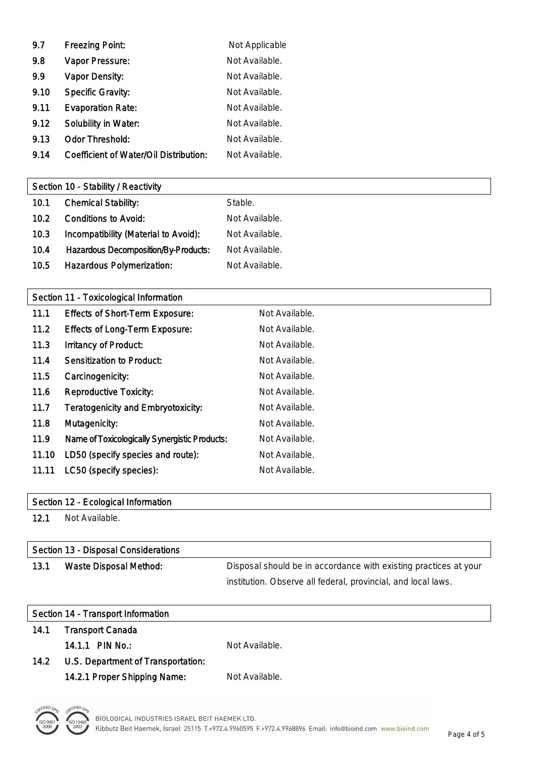| | | |
|---|---|---|
| 9.7 | Freezing Point: | Not Applicable |
| 9.8 | Vapor Pressure: | Not Available. |
| 9.9 | Vapor Density: | Not Available. |
| 9.10 | Specific Gravity: | Not Available. |
| 9.11 | Evaporation Rate: | Not Available. |
| 9.12 | Solubility in Water: | Not Available. |
| 9.13 | Odor Threshold: | Not Available. |
| 9.14 | Coefficient of Water/Oil Distribution: | Not Available. |

## Section 10 - Stability / Reactivity

| | | |
|---|---|---|
| 10.1 | Chemical Stability: | Stable. |
| 10.2 | Conditions to Avoid: | Not Available. |
| 10.3 | Incompatibility (Material to Avoid): | Not Available. |
| 10.4 | Hazardous Decomposition/By-Products: | Not Available. |
| 10.5 | Hazardous Polymerization: | Not Available. |

## Section 11 - Toxicological Information

| | | |
|---|---|---|
| 11.1 | Effects of Short-Term Exposure: | Not Available. |
| 11.2 | Effects of Long-Term Exposure: | Not Available. |
| 11.3 | Irritancy of Product: | Not Available. |
| 11.4 | Sensitization to Product: | Not Available. |
| 11.5 | Carcinogenicity: | Not Available. |
| 11.6 | Reproductive Toxicity: | Not Available. |
| 11.7 | Teratogenicity and Embryotoxicity: | Not Available. |
| 11.8 | Mutagenicity: | Not Available. |
| 11.9 | Name of Toxicologically Synergistic Products: | Not Available. |
| 11.10 | LD50 (specify species and route): | Not Available. |
| 11.11 | LC50 (specify species): | Not Available. |

## Section 12 - Ecological Information

12.1 Not Available.

## Section 13 - Disposal Considerations

| | | |
|---|---|---|
| 13.1 | Waste Disposal Method: | Disposal should be in accordance with existing practices at your institution. Observe all federal, provincial, and local laws. |

## Section 14 - Transport Information

14.1 Transport Canada

14.1.1 PIN No.: Not Available.

14.2 U.S. Department of Transportation:

14.2.1 Proper Shipping Name: Not Available.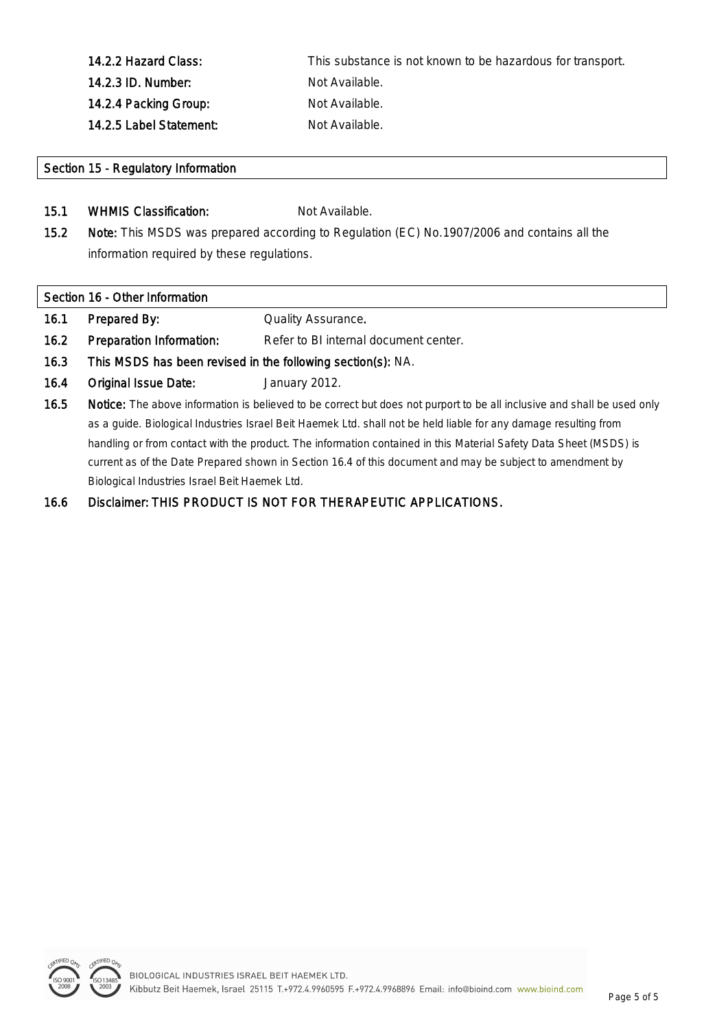**14.2.2 Hazard Class:** This substance is not known to be hazardous for transport.

**14.2.3 ID. Number:** Not Available.

**14.2.4 Packing Group:** Not Available.

**14.2.5 Label Statement:** Not Available.

## Section 15 - Regulatory Information

**15.1 WHMIS Classification:** Not Available.

**15.2 Note:** This MSDS was prepared according to Regulation (EC) No.1907/2006 and contains all the information required by these regulations.

## Section 16 - Other Information

**16.1 Prepared By:** Quality Assurance.

**16.2 Preparation Information:** Refer to BI internal document center.

**16.3 This MSDS has been revised in the following section(s):** NA.

**16.4 Original Issue Date:** January 2012.

**16.5 Notice:** The above information is believed to be correct but does not purport to be all inclusive and shall be used only as a guide. Biological Industries Israel Beit Haemek Ltd. shall not be held liable for any damage resulting from handling or from contact with the product. The information contained in this Material Safety Data Sheet (MSDS) is current as of the Date Prepared shown in Section 16.4 of this document and may be subject to amendment by Biological Industries Israel Beit Haemek Ltd.

**16.6 Disclaimer: THIS PRODUCT IS NOT FOR THERAPEUTIC APPLICATIONS.**